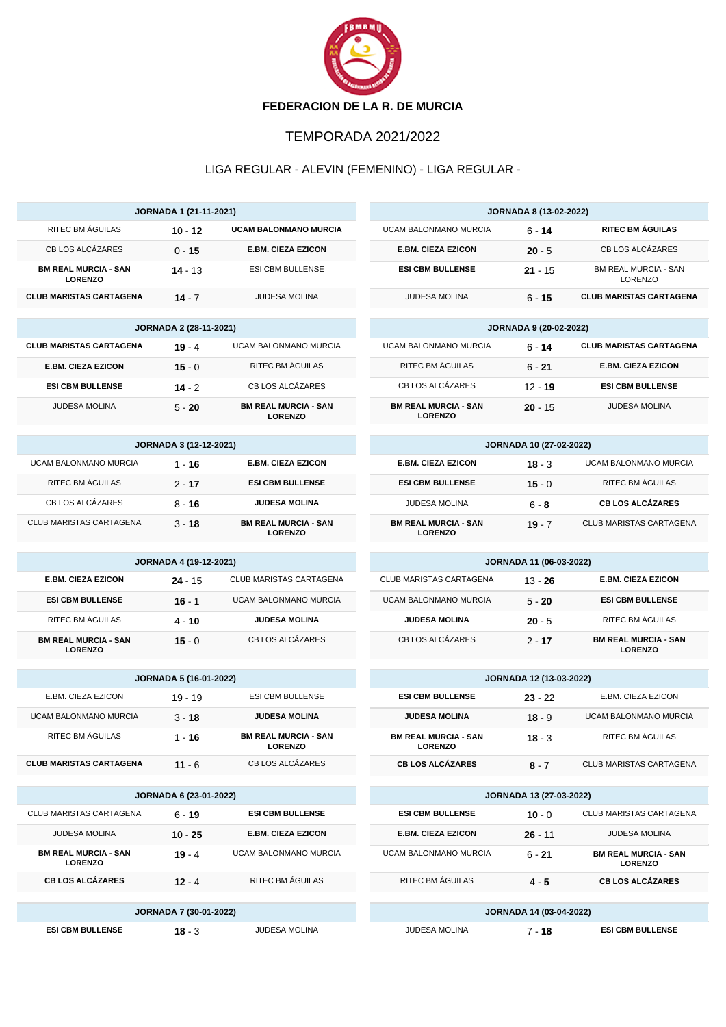**FEDERACION DE LA R. DE MURCIA**

TEMPORADA 2021/2022

LIGA REGULAR - ALEVIN (FEMENINO) - LIGA REGULAR -

| JORNADA 1 (21-11-2021) | | |
|---|---|---|
| RITEC BM ÁGUILAS | 10 - **12** | **UCAM BALONMANO MURCIA** |
| CB LOS ALCÁZARES | 0 - **15** | **E.BM. CIEZA EZICON** |
| **BM REAL MURCIA - SAN LORENZO** | **14** - 13 | ESI CBM BULLENSE |
| **CLUB MARISTAS CARTAGENA** | **14** - 7 | JUDESA MOLINA |

| JORNADA 2 (28-11-2021) | | |
|---|---|---|
| **CLUB MARISTAS CARTAGENA** | **19** - 4 | UCAM BALONMANO MURCIA |
| **E.BM. CIEZA EZICON** | **15** - 0 | RITEC BM ÁGUILAS |
| **ESI CBM BULLENSE** | **14** - 2 | CB LOS ALCÁZARES |
| JUDESA MOLINA | 5 - **20** | **BM REAL MURCIA - SAN LORENZO** |

| JORNADA 3 (12-12-2021) | | |
|---|---|---|
| UCAM BALONMANO MURCIA | 1 - **16** | **E.BM. CIEZA EZICON** |
| RITEC BM ÁGUILAS | 2 - **17** | **ESI CBM BULLENSE** |
| CB LOS ALCÁZARES | 8 - **16** | **JUDESA MOLINA** |
| CLUB MARISTAS CARTAGENA | 3 - **18** | **BM REAL MURCIA - SAN LORENZO** |

| JORNADA 4 (19-12-2021) | | |
|---|---|---|
| **E.BM. CIEZA EZICON** | **24** - 15 | CLUB MARISTAS CARTAGENA |
| **ESI CBM BULLENSE** | **16** - 1 | UCAM BALONMANO MURCIA |
| RITEC BM ÁGUILAS | 4 - **10** | **JUDESA MOLINA** |
| **BM REAL MURCIA - SAN LORENZO** | **15** - 0 | CB LOS ALCÁZARES |

| JORNADA 5 (16-01-2022) | | |
|---|---|---|
| E.BM. CIEZA EZICON | 19 - 19 | ESI CBM BULLENSE |
| UCAM BALONMANO MURCIA | 3 - **18** | **JUDESA MOLINA** |
| RITEC BM ÁGUILAS | 1 - **16** | **BM REAL MURCIA - SAN LORENZO** |
| **CLUB MARISTAS CARTAGENA** | **11** - 6 | CB LOS ALCÁZARES |

| JORNADA 6 (23-01-2022) | | |
|---|---|---|
| CLUB MARISTAS CARTAGENA | 6 - **19** | **ESI CBM BULLENSE** |
| JUDESA MOLINA | 10 - **25** | **E.BM. CIEZA EZICON** |
| **BM REAL MURCIA - SAN LORENZO** | **19** - 4 | UCAM BALONMANO MURCIA |
| **CB LOS ALCÁZARES** | **12** - 4 | RITEC BM ÁGUILAS |

| JORNADA 7 (30-01-2022) | | |
|---|---|---|
| **ESI CBM BULLENSE** | **18** - 3 | JUDESA MOLINA |

| JORNADA 8 (13-02-2022) | | |
|---|---|---|
| UCAM BALONMANO MURCIA | 6 - **14** | **RITEC BM ÁGUILAS** |
| **E.BM. CIEZA EZICON** | **20** - 5 | CB LOS ALCÁZARES |
| **ESI CBM BULLENSE** | **21** - 15 | BM REAL MURCIA - SAN LORENZO |
| JUDESA MOLINA | 6 - **15** | **CLUB MARISTAS CARTAGENA** |

| JORNADA 9 (20-02-2022) | | |
|---|---|---|
| UCAM BALONMANO MURCIA | 6 - **14** | **CLUB MARISTAS CARTAGENA** |
| RITEC BM ÁGUILAS | 6 - **21** | **E.BM. CIEZA EZICON** |
| CB LOS ALCÁZARES | 12 - **19** | **ESI CBM BULLENSE** |
| **BM REAL MURCIA - SAN LORENZO** | **20** - 15 | JUDESA MOLINA |

| JORNADA 10 (27-02-2022) | | |
|---|---|---|
| **E.BM. CIEZA EZICON** | **18** - 3 | UCAM BALONMANO MURCIA |
| **ESI CBM BULLENSE** | **15** - 0 | RITEC BM ÁGUILAS |
| JUDESA MOLINA | 6 - **8** | **CB LOS ALCÁZARES** |
| **BM REAL MURCIA - SAN LORENZO** | **19** - 7 | CLUB MARISTAS CARTAGENA |

| JORNADA 11 (06-03-2022) | | |
|---|---|---|
| CLUB MARISTAS CARTAGENA | 13 - **26** | **E.BM. CIEZA EZICON** |
| UCAM BALONMANO MURCIA | 5 - **20** | **ESI CBM BULLENSE** |
| **JUDESA MOLINA** | **20** - 5 | RITEC BM ÁGUILAS |
| CB LOS ALCÁZARES | 2 - **17** | **BM REAL MURCIA - SAN LORENZO** |

| JORNADA 12 (13-03-2022) | | |
|---|---|---|
| **ESI CBM BULLENSE** | **23** - 22 | E.BM. CIEZA EZICON |
| **JUDESA MOLINA** | **18** - 9 | UCAM BALONMANO MURCIA |
| **BM REAL MURCIA - SAN LORENZO** | **18** - 3 | RITEC BM ÁGUILAS |
| **CB LOS ALCÁZARES** | **8** - 7 | CLUB MARISTAS CARTAGENA |

| JORNADA 13 (27-03-2022) | | |
|---|---|---|
| **ESI CBM BULLENSE** | **10** - 0 | CLUB MARISTAS CARTAGENA |
| **E.BM. CIEZA EZICON** | **26** - 11 | JUDESA MOLINA |
| UCAM BALONMANO MURCIA | 6 - **21** | **BM REAL MURCIA - SAN LORENZO** |
| RITEC BM ÁGUILAS | 4 - **5** | **CB LOS ALCÁZARES** |

| JORNADA 14 (03-04-2022) | | |
|---|---|---|
| JUDESA MOLINA | 7 - **18** | **ESI CBM BULLENSE** |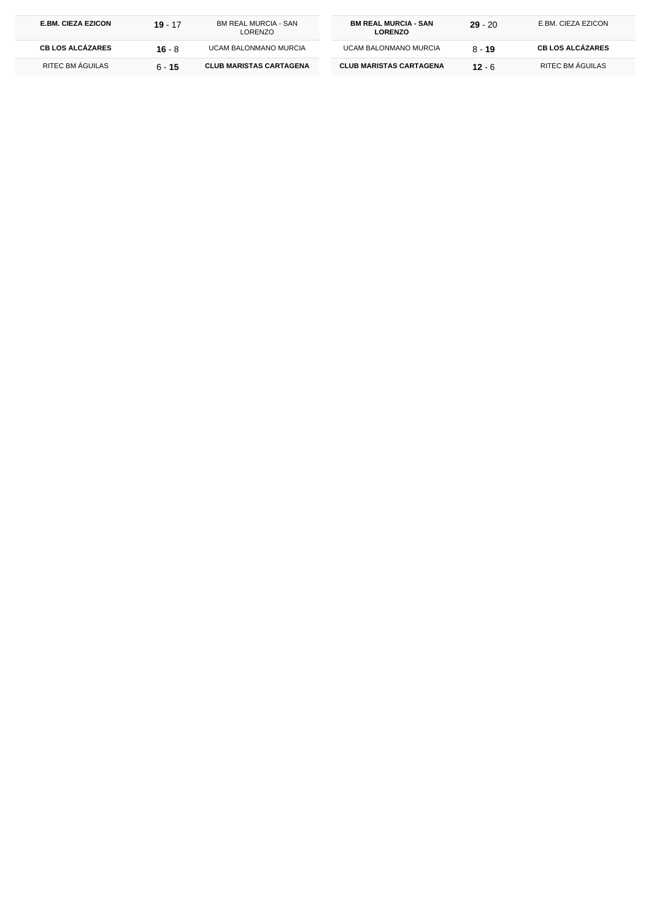| | | | | | |
|---|---|---|---|---|---|
| **E.BM. CIEZA EZICON** | **19** - 17 | BM REAL MURCIA - SAN LORENZO | **BM REAL MURCIA - SAN LORENZO** | **29** - 20 | E.BM. CIEZA EZICON |
| **CB LOS ALCÁZARES** | **16** - 8 | UCAM BALONMANO MURCIA | UCAM BALONMANO MURCIA | 8 - **19** | **CB LOS ALCÁZARES** |
| RITEC BM ÁGUILAS | 6 - **15** | **CLUB MARISTAS CARTAGENA** | **CLUB MARISTAS CARTAGENA** | **12** - 6 | RITEC BM ÁGUILAS |